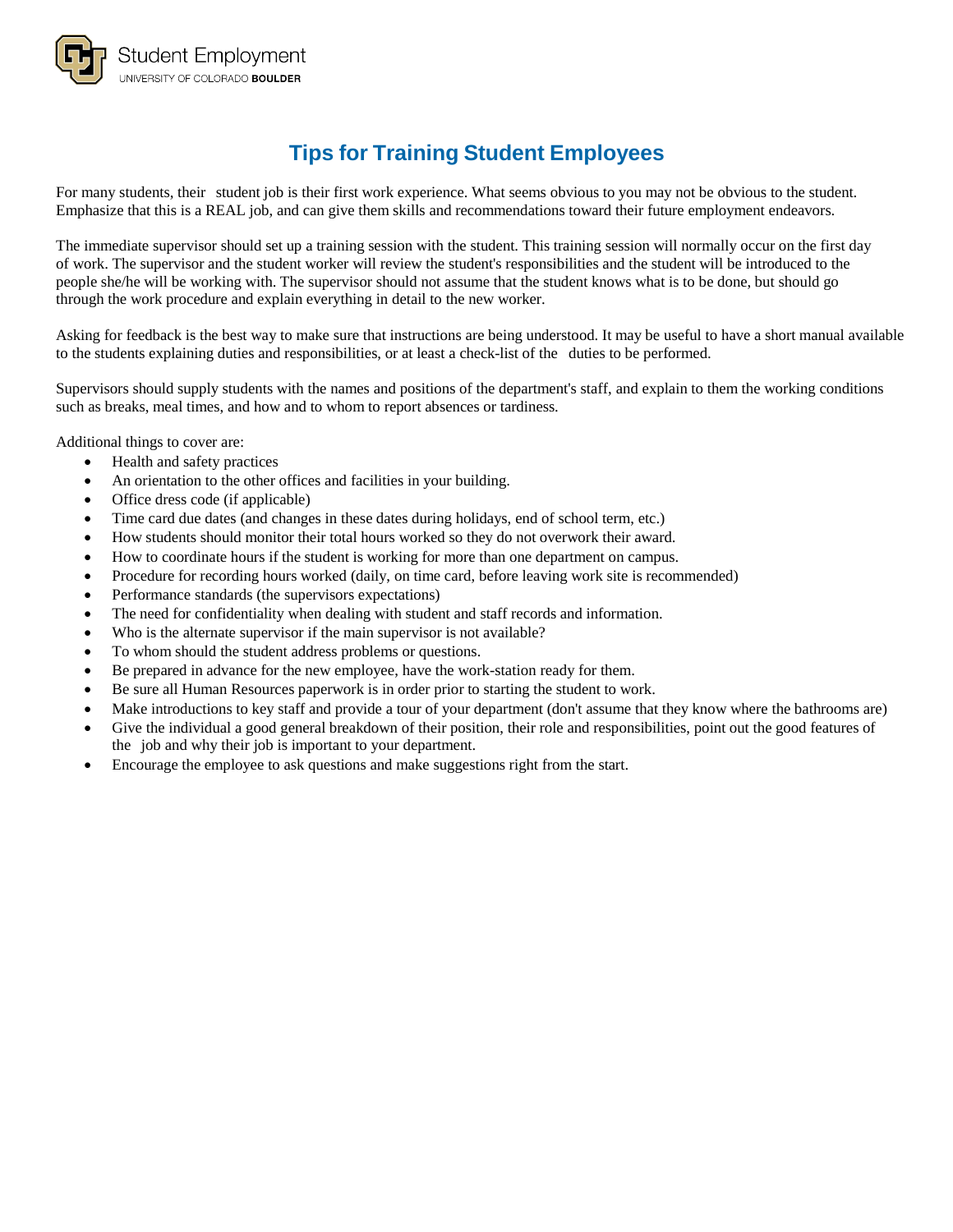Student Employment
UNIVERSITY OF COLORADO **BOULDER**

# Tips for Training Student Employees

For many students, their student job is their first work experience. What seems obvious to you may not be obvious to the student. Emphasize that this is a REAL job, and can give them skills and recommendations toward their future employment endeavors.

The immediate supervisor should set up a training session with the student. This training session will normally occur on the first day of work. The supervisor and the student worker will review the student's responsibilities and the student will be introduced to the people she/he will be working with. The supervisor should not assume that the student knows what is to be done, but should go through the work procedure and explain everything in detail to the new worker.

Asking for feedback is the best way to make sure that instructions are being understood. It may be useful to have a short manual available to the students explaining duties and responsibilities, or at least a check-list of the duties to be performed.

Supervisors should supply students with the names and positions of the department's staff, and explain to them the working conditions such as breaks, meal times, and how and to whom to report absences or tardiness.

Additional things to cover are:

- Health and safety practices
- An orientation to the other offices and facilities in your building.
- Office dress code (if applicable)
- Time card due dates (and changes in these dates during holidays, end of school term, etc.)
- How students should monitor their total hours worked so they do not overwork their award.
- How to coordinate hours if the student is working for more than one department on campus.
- Procedure for recording hours worked (daily, on time card, before leaving work site is recommended)
- Performance standards (the supervisors expectations)
- The need for confidentiality when dealing with student and staff records and information.
- Who is the alternate supervisor if the main supervisor is not available?
- To whom should the student address problems or questions.
- Be prepared in advance for the new employee, have the work-station ready for them.
- Be sure all Human Resources paperwork is in order prior to starting the student to work.
- Make introductions to key staff and provide a tour of your department (don't assume that they know where the bathrooms are)
- Give the individual a good general breakdown of their position, their role and responsibilities, point out the good features of the job and why their job is important to your department.
- Encourage the employee to ask questions and make suggestions right from the start.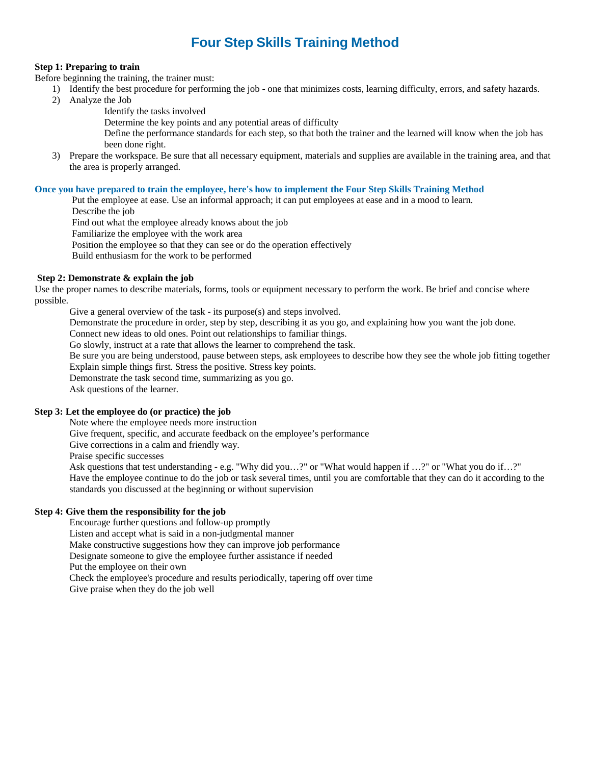# Four Step Skills Training Method

**Step 1: Preparing to train**

Before beginning the training, the trainer must:

1) Identify the best procedure for performing the job - one that minimizes costs, learning difficulty, errors, and safety hazards.
2) Analyze the Job
   - Identify the tasks involved
   - Determine the key points and any potential areas of difficulty
   - Define the performance standards for each step, so that both the trainer and the learned will know when the job has been done right.
3) Prepare the workspace. Be sure that all necessary equipment, materials and supplies are available in the training area, and that the area is properly arranged.

**Once you have prepared to train the employee, here's how to implement the Four Step Skills Training Method**

- Put the employee at ease. Use an informal approach; it can put employees at ease and in a mood to learn.
- Describe the job
- Find out what the employee already knows about the job
- Familiarize the employee with the work area
- Position the employee so that they can see or do the operation effectively
- Build enthusiasm for the work to be performed

**Step 2: Demonstrate & explain the job**

Use the proper names to describe materials, forms, tools or equipment necessary to perform the work. Be brief and concise where possible.

- Give a general overview of the task - its purpose(s) and steps involved.
- Demonstrate the procedure in order, step by step, describing it as you go, and explaining how you want the job done.
- Connect new ideas to old ones. Point out relationships to familiar things.
- Go slowly, instruct at a rate that allows the learner to comprehend the task.
- Be sure you are being understood, pause between steps, ask employees to describe how they see the whole job fitting together
- Explain simple things first. Stress the positive. Stress key points.
- Demonstrate the task second time, summarizing as you go.
- Ask questions of the learner.

**Step 3: Let the employee do (or practice) the job**

- Note where the employee needs more instruction
- Give frequent, specific, and accurate feedback on the employee's performance
- Give corrections in a calm and friendly way.
- Praise specific successes
- Ask questions that test understanding - e.g. "Why did you…?" or "What would happen if …?" or "What you do if…?"
- Have the employee continue to do the job or task several times, until you are comfortable that they can do it according to the standards you discussed at the beginning or without supervision

**Step 4: Give them the responsibility for the job**

- Encourage further questions and follow-up promptly
- Listen and accept what is said in a non-judgmental manner
- Make constructive suggestions how they can improve job performance
- Designate someone to give the employee further assistance if needed
- Put the employee on their own
- Check the employee's procedure and results periodically, tapering off over time
- Give praise when they do the job well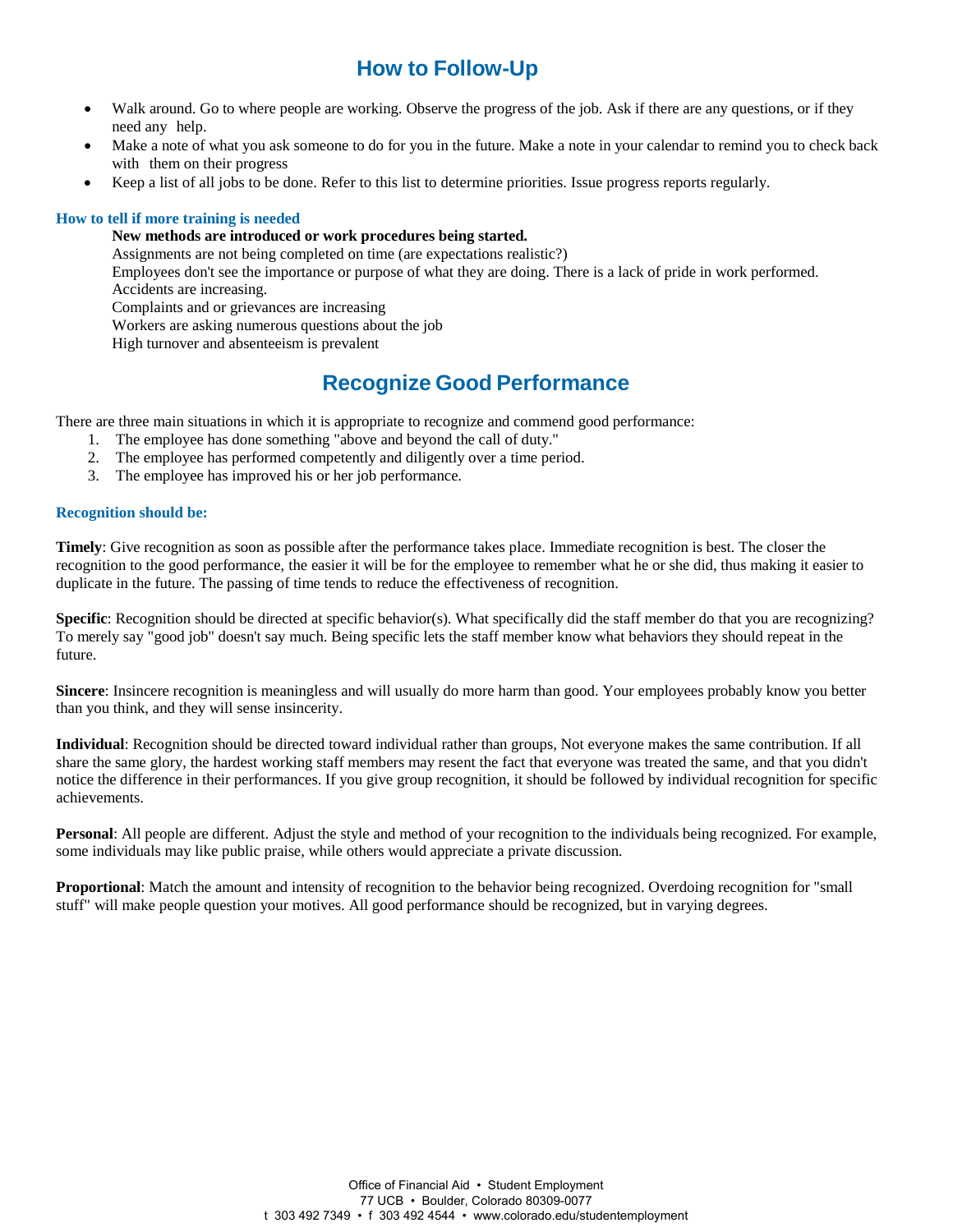## How to Follow-Up

- Walk around. Go to where people are working. Observe the progress of the job. Ask if there are any questions, or if they need any help.
- Make a note of what you ask someone to do for you in the future. Make a note in your calendar to remind you to check back with them on their progress
- Keep a list of all jobs to be done. Refer to this list to determine priorities. Issue progress reports regularly.

### How to tell if more training is needed

**New methods are introduced or work procedures being started.**
Assignments are not being completed on time (are expectations realistic?)
Employees don't see the importance or purpose of what they are doing. There is a lack of pride in work performed.
Accidents are increasing.
Complaints and or grievances are increasing
Workers are asking numerous questions about the job
High turnover and absenteeism is prevalent

## Recognize Good Performance

There are three main situations in which it is appropriate to recognize and commend good performance:

1. The employee has done something "above and beyond the call of duty."
2. The employee has performed competently and diligently over a time period.
3. The employee has improved his or her job performance.

### Recognition should be:

**Timely**: Give recognition as soon as possible after the performance takes place. Immediate recognition is best. The closer the recognition to the good performance, the easier it will be for the employee to remember what he or she did, thus making it easier to duplicate in the future. The passing of time tends to reduce the effectiveness of recognition.

**Specific**: Recognition should be directed at specific behavior(s). What specifically did the staff member do that you are recognizing? To merely say "good job" doesn't say much. Being specific lets the staff member know what behaviors they should repeat in the future.

**Sincere**: Insincere recognition is meaningless and will usually do more harm than good. Your employees probably know you better than you think, and they will sense insincerity.

**Individual**: Recognition should be directed toward individual rather than groups, Not everyone makes the same contribution. If all share the same glory, the hardest working staff members may resent the fact that everyone was treated the same, and that you didn't notice the difference in their performances. If you give group recognition, it should be followed by individual recognition for specific achievements.

**Personal**: All people are different. Adjust the style and method of your recognition to the individuals being recognized. For example, some individuals may like public praise, while others would appreciate a private discussion.

**Proportional**: Match the amount and intensity of recognition to the behavior being recognized. Overdoing recognition for "small stuff" will make people question your motives. All good performance should be recognized, but in varying degrees.

Office of Financial Aid • Student Employment
77 UCB • Boulder, Colorado 80309-0077
t 303 492 7349 • f 303 492 4544 • www.colorado.edu/studentemployment